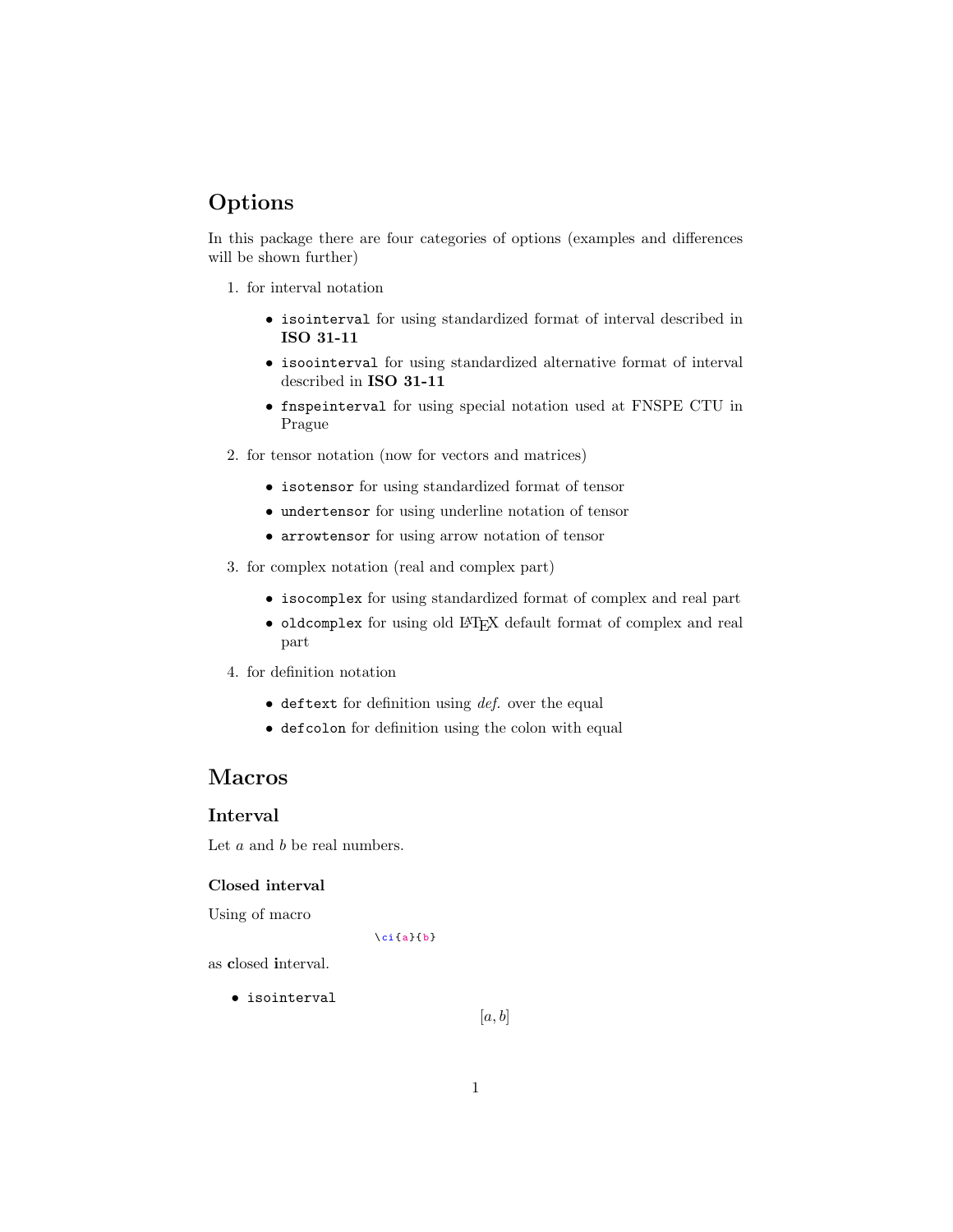# Options

In this package there are four categories of options (examples and differences will be shown further)

1. for interval notation
   - `isointerval` for using standardized format of interval described in **ISO 31-11**
   - `isoointerval` for using standardized alternative format of interval described in **ISO 31-11**
   - `fnspeinterval` for using special notation used at FNSPE CTU in Prague
2. for tensor notation (now for vectors and matrices)
   - `isotensor` for using standardized format of tensor
   - `undertensor` for using underline notation of tensor
   - `arrowtensor` for using arrow notation of tensor
3. for complex notation (real and complex part)
   - `isocomplex` for using standardized format of complex and real part
   - `oldcomplex` for using old LaTeX default format of complex and real part
4. for definition notation
   - `deftext` for definition using *def.* over the equal
   - `defcolon` for definition using the colon with equal

# Macros

## Interval

Let $a$ and $b$ be real numbers.

### Closed interval

Using of macro

```
\ci{a}{b}
```

as **c**losed **i**nterval.

- `isointerval`

$$[a, b]$$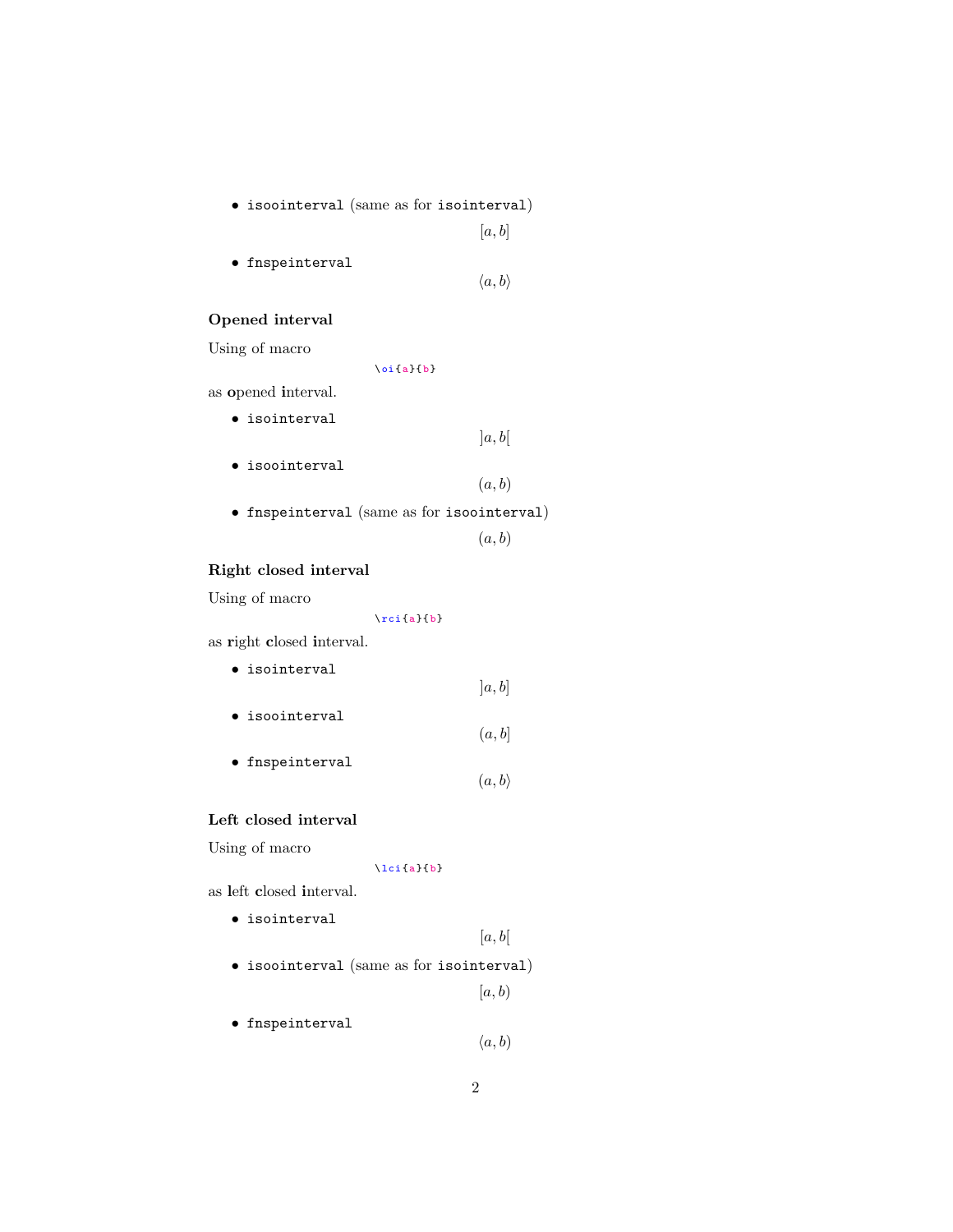- `isoointerval` (same as for `isointerval`)

$$[a, b]$$

- `fnspeinterval`

$$\langle a, b\rangle$$

### Opened interval

Using of macro

```
\oi{a}{b}
```

as **o**pened **i**nterval.

- `isointerval`

$$]a, b[$$

- `isoointerval`

$$(a, b)$$

- `fnspeinterval` (same as for `isoointerval`)

$$(a, b)$$

### Right closed interval

Using of macro

```
\rci{a}{b}
```

as **r**ight **c**losed **i**nterval.

- `isointerval`

$$]a, b]$$

- `isoointerval`

$$(a, b]$$

- `fnspeinterval`

$$(a, b\rangle$$

### Left closed interval

Using of macro

```
\lci{a}{b}
```

as **l**eft **c**losed **i**nterval.

- `isointerval`

$$[a, b[$$

- `isoointerval` (same as for `isointerval`)

$$[a, b)$$

- `fnspeinterval`

$$\langle a, b)$$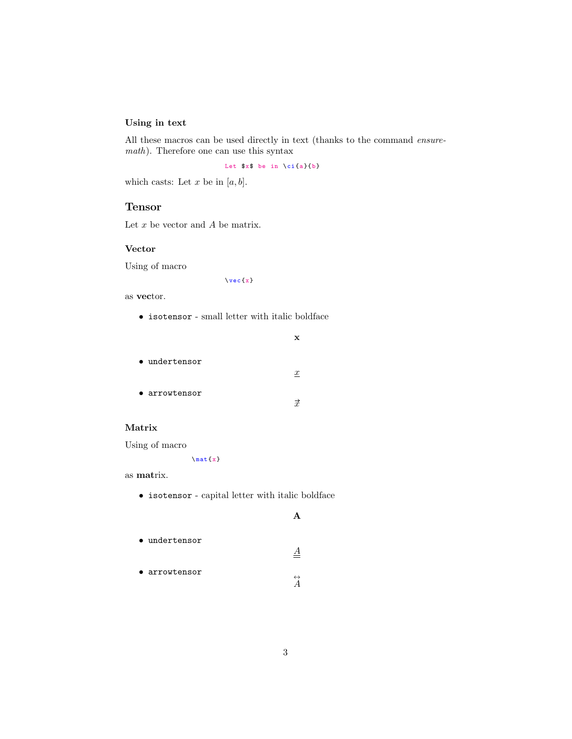### Using in text

All these macros can be used directly in text (thanks to the command *ensuremath*). Therefore one can use this syntax

```
Let $x$ be in \ci{a}{b}
```

which casts: Let $x$ be in $[a, b]$.

## Tensor

Let $x$ be vector and $A$ be matrix.

### Vector

Using of macro

```
\vec{x}
```

as **vec**tor.

- `isotensor` - small letter with italic boldface

$$\mathbf{x}$$

- `undertensor`

$$\underline{x}$$

- `arrowtensor`

$$\vec{x}$$

### Matrix

Using of macro

```
\mat{x}
```

as **mat**rix.

- `isotensor` - capital letter with italic boldface

$$\mathbf{A}$$

- `undertensor`

$$\underline{\underline{A}}$$

- `arrowtensor`

$$\overleftrightarrow{A}$$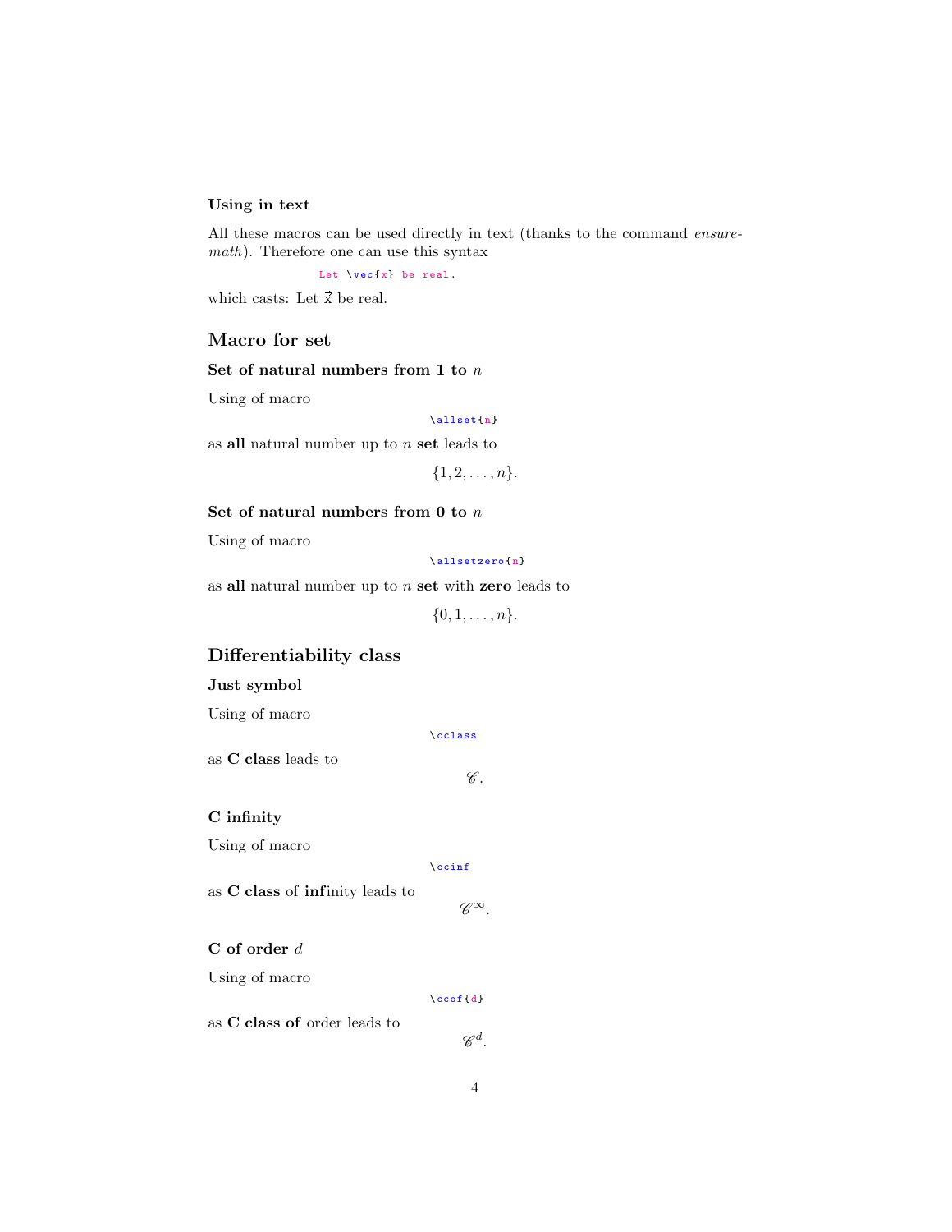### Using in text

All these macros can be used directly in text (thanks to the command *ensuremath*). Therefore one can use this syntax

```
Let \vec{x} be real.
```

which casts: Let $\vec{x}$ be real.

## Macro for set

### Set of natural numbers from 1 to $n$

Using of macro

```
\allset{n}
```

as **all** natural number up to $n$ **set** leads to

$$\{1, 2, \ldots, n\}.$$

### Set of natural numbers from 0 to $n$

Using of macro

```
\allsetzero{n}
```

as **all** natural number up to $n$ **set** with **zero** leads to

$$\{0, 1, \ldots, n\}.$$

## Differentiability class

### Just symbol

Using of macro

```
\cclass
```

as **C class** leads to

$$\mathscr{C}.$$

### C infinity

Using of macro

```
\ccinf
```

as **C class** of **inf**inity leads to

$$\mathscr{C}^{\infty}.$$

### C of order $d$

Using of macro

```
\ccof{d}
```

as **C class of** order leads to

$$\mathscr{C}^{d}.$$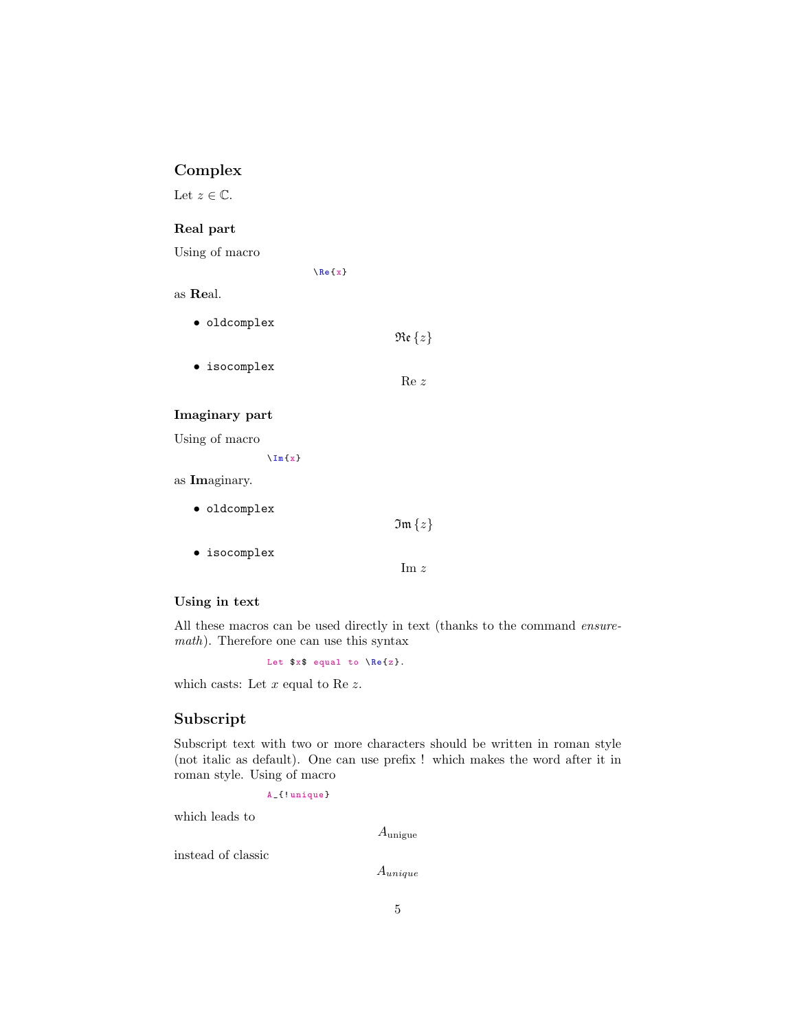## Complex

Let $z \in \mathbb{C}$.

### Real part

Using of macro

```
\Re{x}
```

as **Re**al.

- `oldcomplex`

$$\Re\left\{z\right\}$$

- `isocomplex`

$$\operatorname{Re} z$$

### Imaginary part

Using of macro

```
\Im{x}
```

as **Im**aginary.

- `oldcomplex`

$$\Im\left\{z\right\}$$

- `isocomplex`

$$\operatorname{Im} z$$

### Using in text

All these macros can be used directly in text (thanks to the command *ensuremath*). Therefore one can use this syntax

```
Let $x$ equal to \Re{z}.
```

which casts: Let $x$ equal to $\operatorname{Re} z$.

## Subscript

Subscript text with two or more characters should be written in roman style (not italic as default). One can use prefix ! which makes the word after it in roman style. Using of macro

```
A_{!unique}
```

which leads to

$$A_{\mathrm{unigue}}$$

instead of classic

$$A_{unique}$$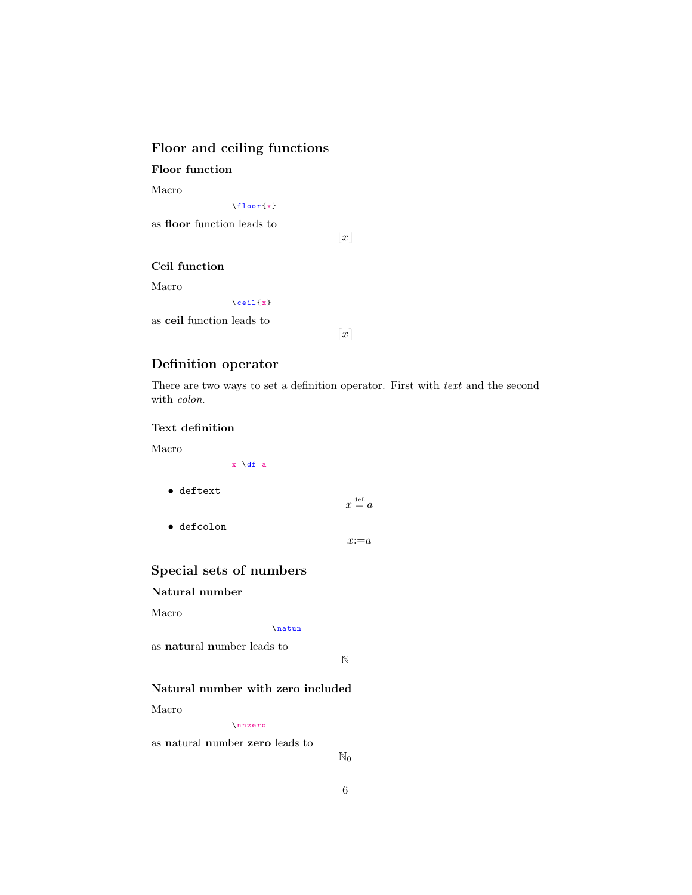## Floor and ceiling functions

### Floor function

Macro

```
\floor{x}
```

as **floor** function leads to

$$\lfloor x \rfloor$$

### Ceil function

Macro

```
\ceil{x}
```

as **ceil** function leads to

$$\lceil x \rceil$$

## Definition operator

There are two ways to set a definition operator. First with *text* and the second with *colon*.

### Text definition

Macro

```
x \df a
```

- `deftext`

$$x \stackrel{\text{def.}}{=} a$$

- `defcolon`

$$x{:=}a$$

## Special sets of numbers

### Natural number

Macro

```
\natun
```

as **natu**ral **n**umber leads to

$$\mathbb{N}$$

### Natural number with zero included

Macro

```
\nnzero
```

as **n**atural **n**umber **zero** leads to

$$\mathbb{N}_0$$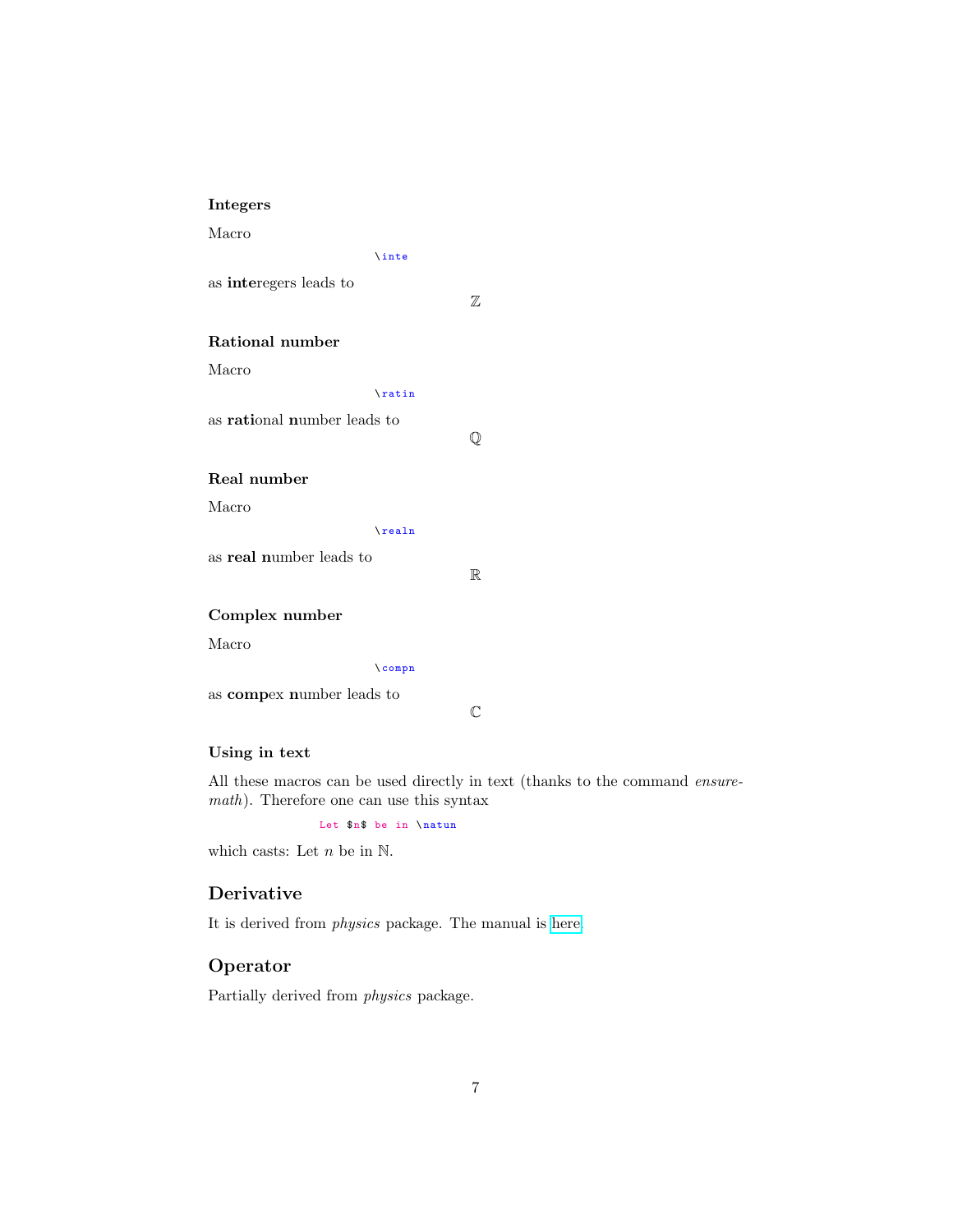#### Integers

Macro

```
\inte
```

as **inte**regers leads to

$$\mathbb{Z}$$

#### Rational number

Macro

```
\ratin
```

as **rati**onal **n**umber leads to

$$\mathbb{Q}$$

#### Real number

Macro

```
\realn
```

as **real** **n**umber leads to

$$\mathbb{R}$$

#### Complex number

Macro

```
\compn
```

as **comp**ex **n**umber leads to

$$\mathbb{C}$$

#### Using in text

All these macros can be used directly in text (thanks to the command *ensuremath*). Therefore one can use this syntax

```
Let $n$ be in \natun
```

which casts: Let $n$ be in $\mathbb{N}$.

### Derivative

It is derived from *physics* package. The manual is here

### Operator

Partially derived from *physics* package.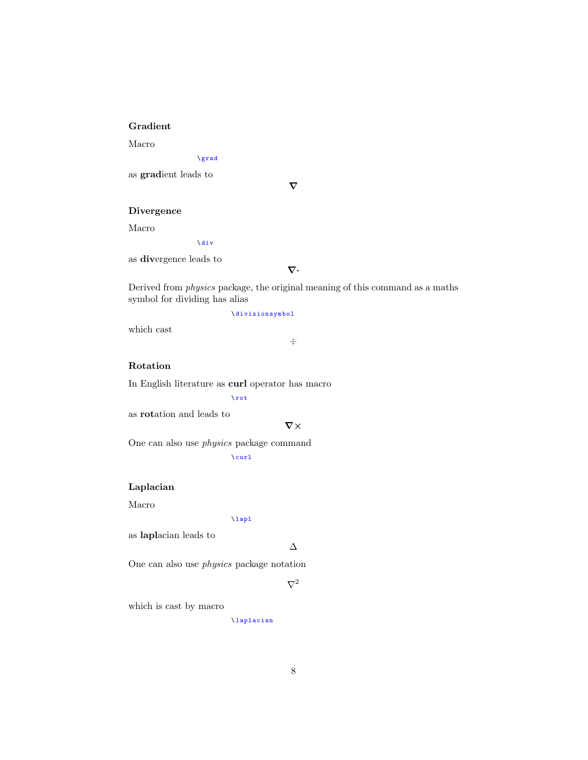### Gradient

Macro

```
\grad
```

as **grad**ient leads to

$$\boldsymbol{\nabla}$$

### Divergence

Macro

```
\div
```

as **div**ergence leads to

$$\boldsymbol{\nabla\cdot}$$

Derived from *physics* package, the original meaning of this command as a maths symbol for dividing has alias

```
\divisionsymbol
```

which cast

$$\div$$

### Rotation

In English literature as **curl** operator has macro

```
\rot
```

as **rot**ation and leads to

$$\boldsymbol{\nabla}\times$$

One can also use *physics* package command

```
\curl
```

### Laplacian

Macro

```
\lapl
```

as **lapl**acian leads to

$$\Delta$$

One can also use *physics* package notation

$$\nabla^2$$

which is cast by macro

```
\laplacian
```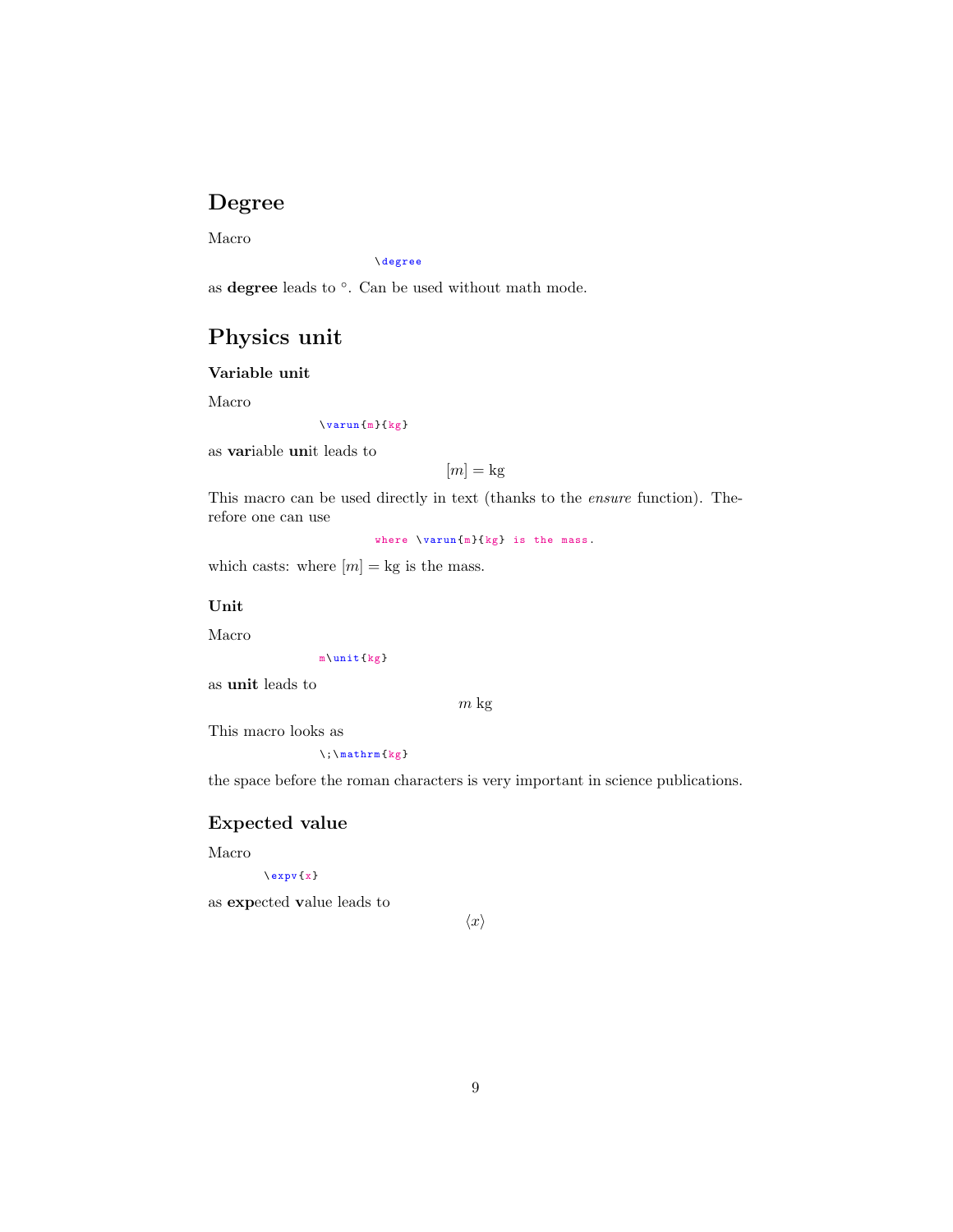## Degree

Macro

```
\degree
```

as **degree** leads to °. Can be used without math mode.

## Physics unit

### Variable unit

Macro

```
\varun{m}{kg}
```

as **var**iable **un**it leads to

$$[m] = \mathrm{kg}$$

This macro can be used directly in text (thanks to the *ensure* function). Therefore one can use

```
where \varun{m}{kg} is the mass.
```

which casts: where $[m] = \mathrm{kg}$ is the mass.

### Unit

Macro

```
m\unit{kg}
```

as **unit** leads to

$$m\;\mathrm{kg}$$

This macro looks as

```
\;\mathrm{kg}
```

the space before the roman characters is very important in science publications.

### Expected value

Macro

```
\expv{x}
```

as **exp**ected **v**alue leads to

$$\langle x \rangle$$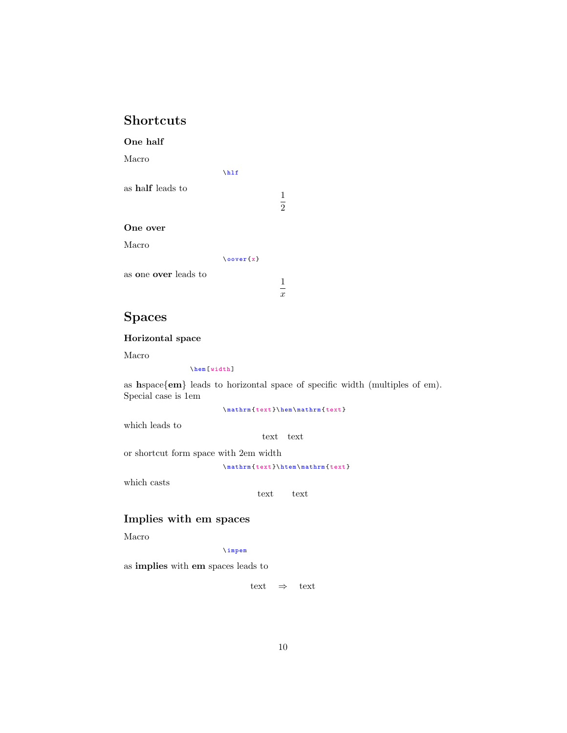## Shortcuts

### One half

Macro

```
\hlf
```

as **h**alf leads to

$$\frac{1}{2}$$

### One over

Macro

```
\oover{x}
```

as **o**ne **over** leads to

$$\frac{1}{x}$$

## Spaces

### Horizontal space

Macro

```
\hem[width]
```

as **h**space{**em**} leads to horizontal space of specific width (multiples of em). Special case is 1em

```
\mathrm{text}\hem\mathrm{text}
```

which leads to

$$\mathrm{text}\hspace{1em}\mathrm{text}$$

or shortcut form space with 2em width

```
\mathrm{text}\htem\mathrm{text}
```

which casts

$$\mathrm{text}\hspace{2em}\mathrm{text}$$

### Implies with em spaces

Macro

```
\impem
```

as **implies** with **em** spaces leads to

$$\mathrm{text}\hspace{1em}\Rightarrow\hspace{1em}\mathrm{text}$$